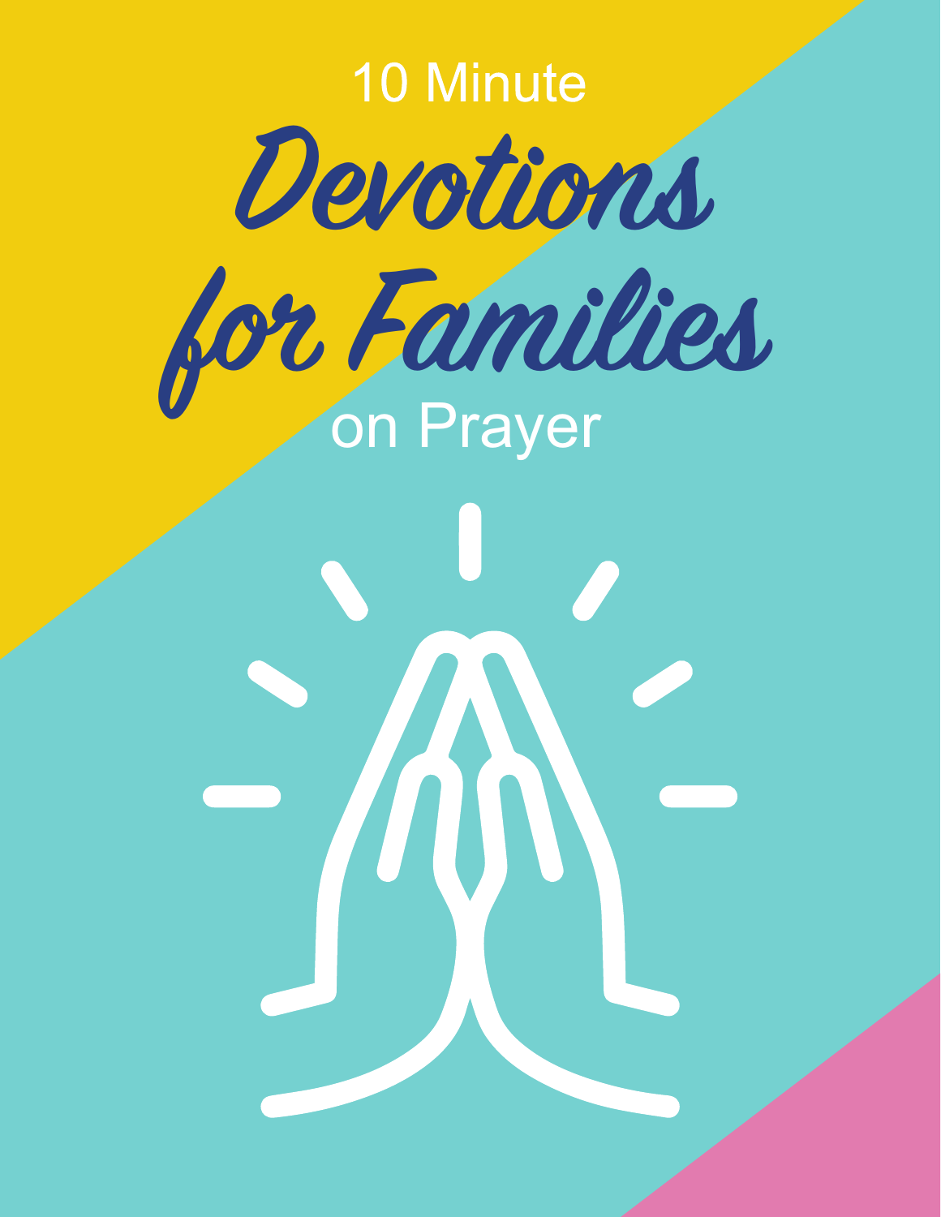# 10 Minute Devotions for Families on Prayer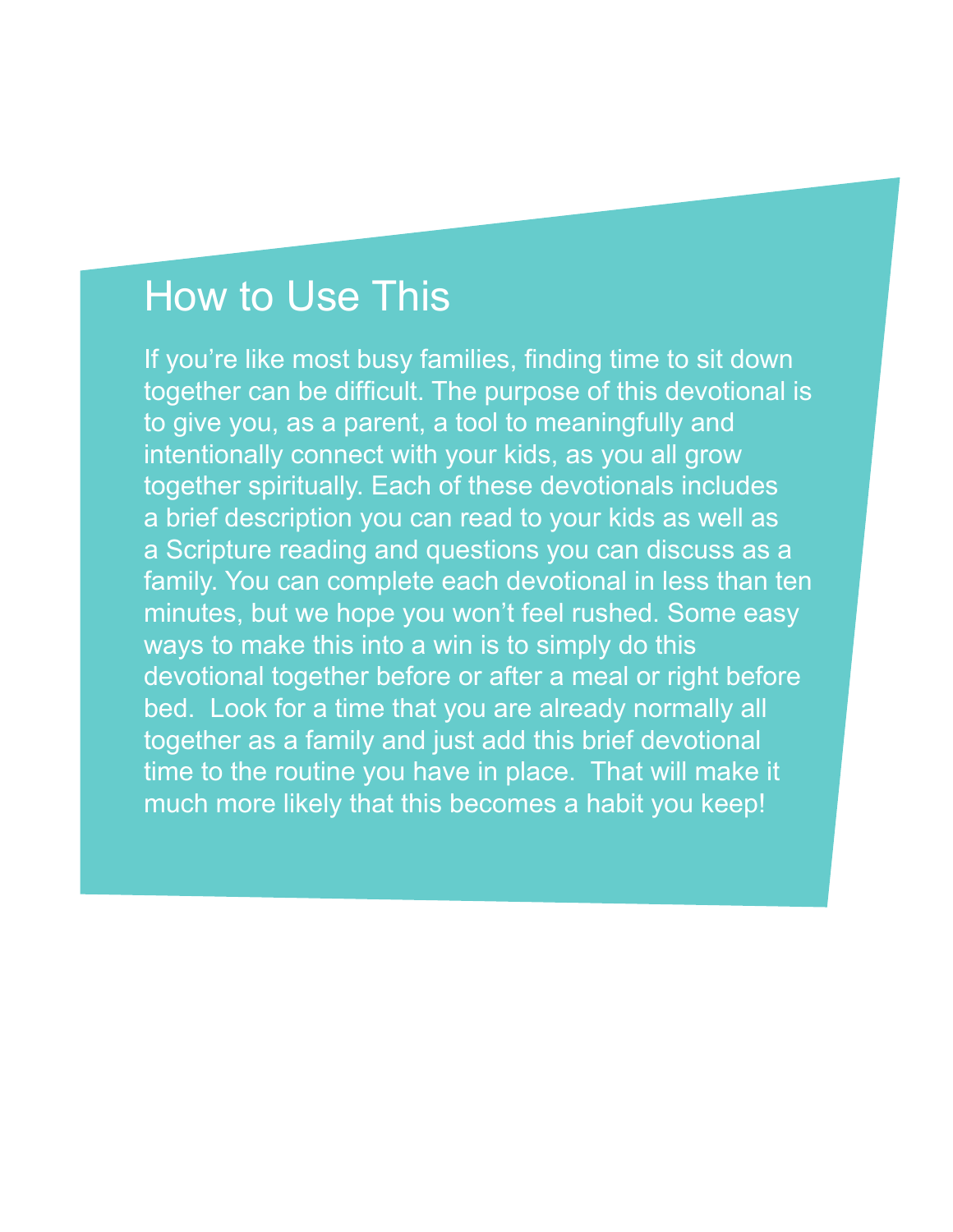# How to Use This

If you're like most busy families, finding time to sit down together can be difficult. The purpose of this devotional is to give you, as a parent, a tool to meaningfully and intentionally connect with your kids, as you all grow together spiritually. Each of these devotionals includes a brief description you can read to your kids as well as a Scripture reading and questions you can discuss as a family. You can complete each devotional in less than ten minutes, but we hope you won't feel rushed. Some easy ways to make this into a win is to simply do this devotional together before or after a meal or right before bed. Look for a time that you are already normally all together as a family and just add this brief devotional time to the routine you have in place. That will make it much more likely that this becomes a habit you keep!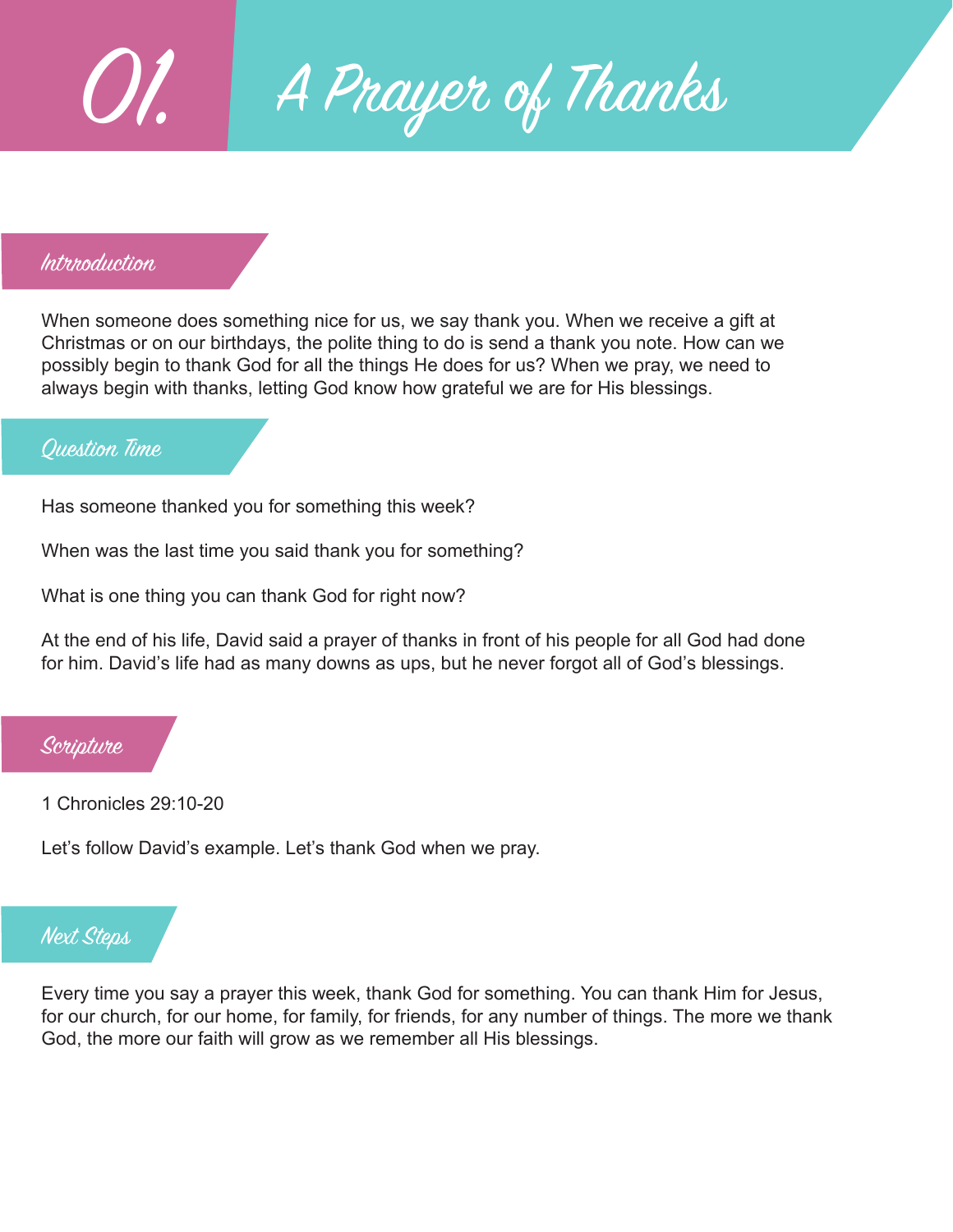# 01. A Prayer of Thanks

## Introduction

When someone does something nice for us, we say thank you. When we receive a gift at Christmas or on our birthdays, the polite thing to do is send a thank you note. How can we possibly begin to thank God for all the things He does for us? When we pray, we need to always begin with thanks, letting God know how grateful we are for His blessings.

## Question Time

Has someone thanked you for something this week?

When was the last time you said thank you for something?

What is one thing you can thank God for right now?

At the end of his life, David said a prayer of thanks in front of his people for all God had done for him. David's life had as many downs as ups, but he never forgot all of God's blessings.

## Scripture

1 Chronicles 29:10-20

Let's follow David's example. Let's thank God when we pray.

## Next Steps

Every time you say a prayer this week, thank God for something. You can thank Him for Jesus, for our church, for our home, for family, for friends, for any number of things. The more we thank God, the more our faith will grow as we remember all His blessings.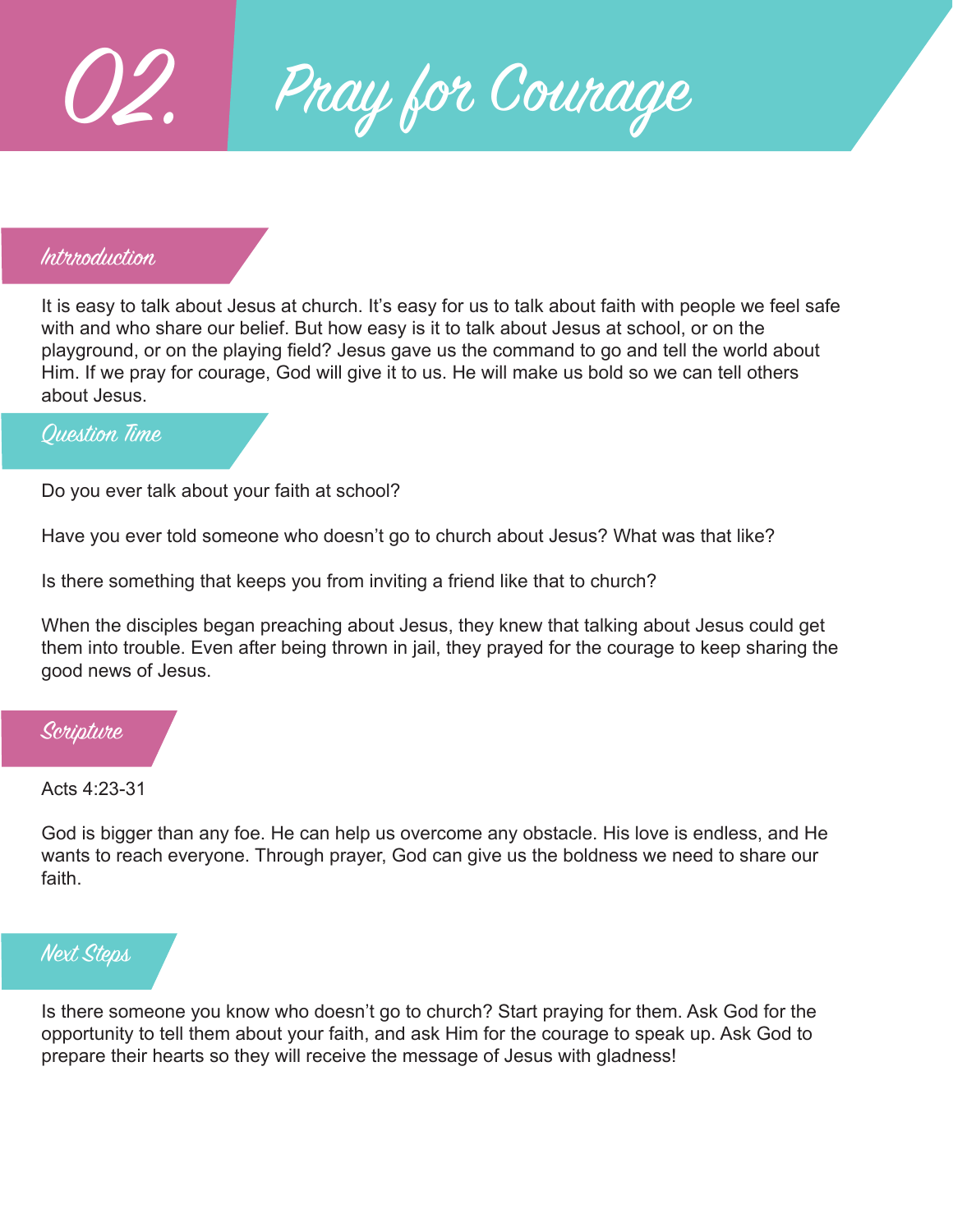# 02. Pray for Courage

## Intrroduction

It is easy to talk about Jesus at church. It's easy for us to talk about faith with people we feel safe with and who share our belief. But how easy is it to talk about Jesus at school, or on the playground, or on the playing field? Jesus gave us the command to go and tell the world about Him. If we pray for courage, God will give it to us. He will make us bold so we can tell others about Jesus.

## Question Time

Do you ever talk about your faith at school?

Have you ever told someone who doesn't go to church about Jesus? What was that like?

Is there something that keeps you from inviting a friend like that to church?

When the disciples began preaching about Jesus, they knew that talking about Jesus could get them into trouble. Even after being thrown in jail, they prayed for the courage to keep sharing the good news of Jesus.

## Scripture

Acts 4:23-31

God is bigger than any foe. He can help us overcome any obstacle. His love is endless, and He wants to reach everyone. Through prayer, God can give us the boldness we need to share our faith.

## Next Steps

Is there someone you know who doesn't go to church? Start praying for them. Ask God for the opportunity to tell them about your faith, and ask Him for the courage to speak up. Ask God to prepare their hearts so they will receive the message of Jesus with gladness!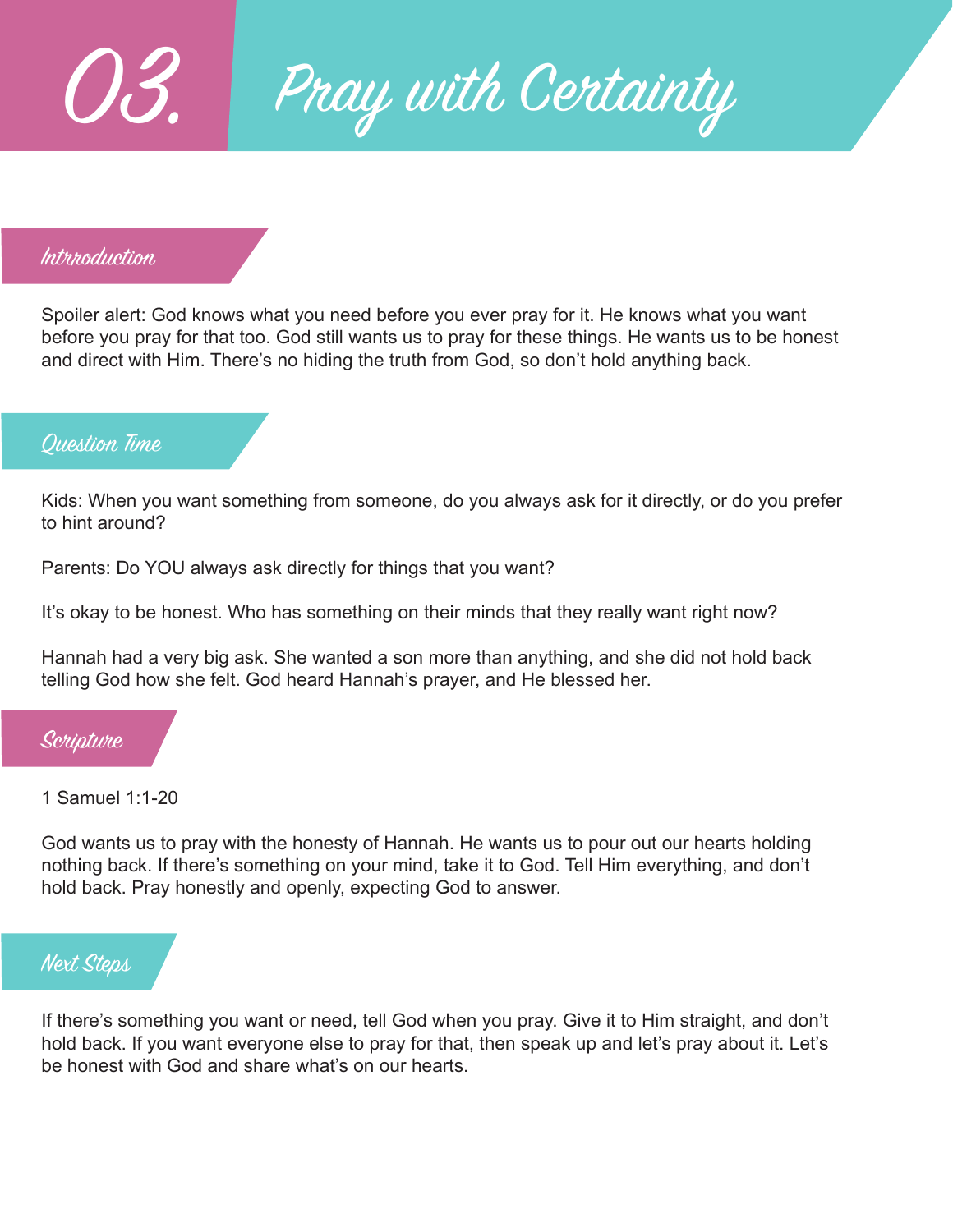# 03. Pray with Certainty

## Intrroduction

Spoiler alert: God knows what you need before you ever pray for it. He knows what you want before you pray for that too. God still wants us to pray for these things. He wants us to be honest and direct with Him. There's no hiding the truth from God, so don't hold anything back.

## Question Time

Kids: When you want something from someone, do you always ask for it directly, or do you prefer to hint around?

Parents: Do YOU always ask directly for things that you want?

It's okay to be honest. Who has something on their minds that they really want right now?

Hannah had a very big ask. She wanted a son more than anything, and she did not hold back telling God how she felt. God heard Hannah's prayer, and He blessed her.

## Scripture

1 Samuel 1:1-20

God wants us to pray with the honesty of Hannah. He wants us to pour out our hearts holding nothing back. If there's something on your mind, take it to God. Tell Him everything, and don't hold back. Pray honestly and openly, expecting God to answer.

## Next Steps

If there's something you want or need, tell God when you pray. Give it to Him straight, and don't hold back. If you want everyone else to pray for that, then speak up and let's pray about it. Let's be honest with God and share what's on our hearts.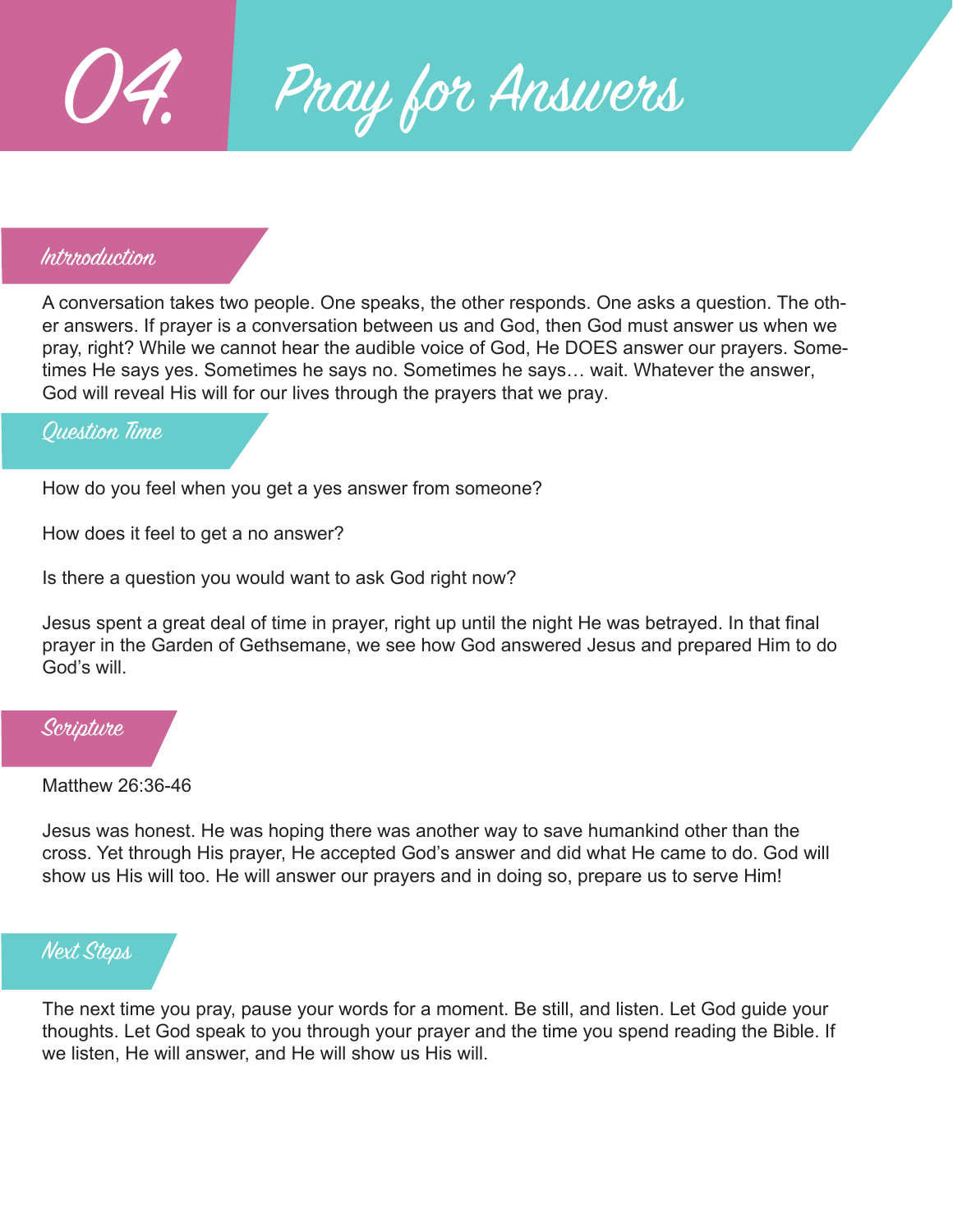# 04. Pray for Answers

## Intrroduction

A conversation takes two people. One speaks, the other responds. One asks a question. The other answers. If prayer is a conversation between us and God, then God must answer us when we pray, right? While we cannot hear the audible voice of God, He DOES answer our prayers. Sometimes He says yes. Sometimes he says no. Sometimes he says… wait. Whatever the answer, God will reveal His will for our lives through the prayers that we pray.

## Question Time

How do you feel when you get a yes answer from someone?

How does it feel to get a no answer?

Is there a question you would want to ask God right now?

Jesus spent a great deal of time in prayer, right up until the night He was betrayed. In that final prayer in the Garden of Gethsemane, we see how God answered Jesus and prepared Him to do God's will.

## Scripture

Matthew 26:36-46

Jesus was honest. He was hoping there was another way to save humankind other than the cross. Yet through His prayer, He accepted God's answer and did what He came to do. God will show us His will too. He will answer our prayers and in doing so, prepare us to serve Him!

## Next Steps

The next time you pray, pause your words for a moment. Be still, and listen. Let God guide your thoughts. Let God speak to you through your prayer and the time you spend reading the Bible. If we listen, He will answer, and He will show us His will.